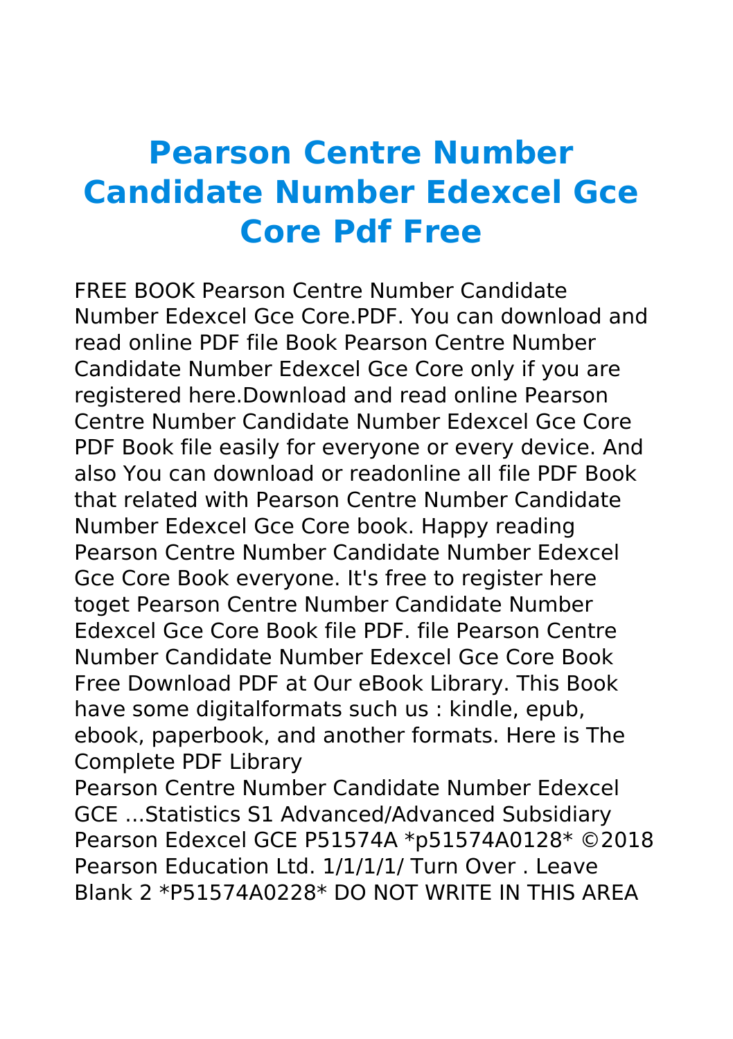# Pearson Centre Number Candidate Number Edexcel Gce Core Pdf Free

FREE BOOK Pearson Centre Number Candidate Number Edexcel Gce Core.PDF. You can download and read online PDF file Book Pearson Centre Number Candidate Number Edexcel Gce Core only if you are registered here.Download and read online Pearson Centre Number Candidate Number Edexcel Gce Core PDF Book file easily for everyone or every device. And also You can download or readonline all file PDF Book that related with Pearson Centre Number Candidate Number Edexcel Gce Core book. Happy reading Pearson Centre Number Candidate Number Edexcel Gce Core Book everyone. It's free to register here toget Pearson Centre Number Candidate Number Edexcel Gce Core Book file PDF. file Pearson Centre Number Candidate Number Edexcel Gce Core Book Free Download PDF at Our eBook Library. This Book have some digitalformats such us : kindle, epub, ebook, paperbook, and another formats. Here is The Complete PDF Library

Pearson Centre Number Candidate Number Edexcel GCE ...Statistics S1 Advanced/Advanced Subsidiary Pearson Edexcel GCE P51574A *p51574A0128* ©2018 Pearson Education Ltd. 1/1/1/1/ Turn Over . Leave Blank 2 *P51574A0228* DO NOT WRITE IN THIS AREA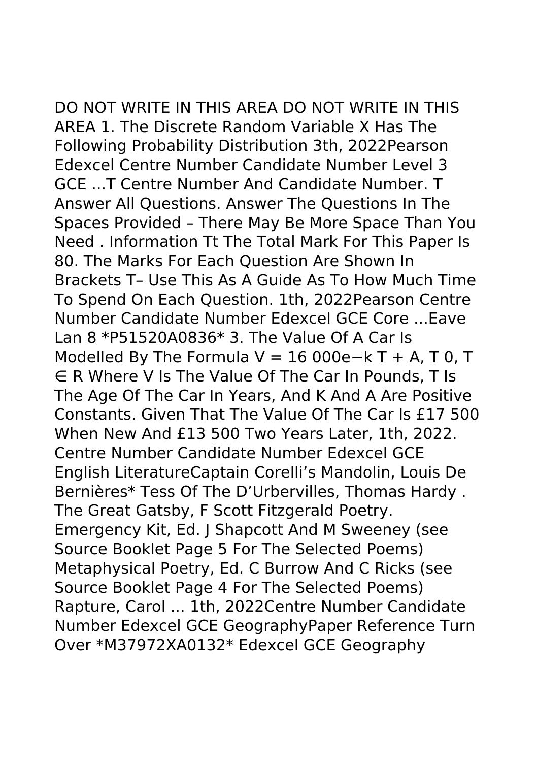DO NOT WRITE IN THIS AREA DO NOT WRITE IN THIS AREA 1. The Discrete Random Variable X Has The Following Probability Distribution 3th, 2022Pearson Edexcel Centre Number Candidate Number Level 3 GCE ...T Centre Number And Candidate Number. T Answer All Questions. Answer The Questions In The Spaces Provided – There May Be More Space Than You Need . Information Tt The Total Mark For This Paper Is 80. The Marks For Each Question Are Shown In Brackets T– Use This As A Guide As To How Much Time To Spend On Each Question. 1th, 2022Pearson Centre Number Candidate Number Edexcel GCE Core ...Eave Lan 8 *P51520A0836* 3. The Value Of A Car Is Modelled By The Formula $V = 16\,000e^{-kT} + A$, $T$ 0, $T \in \mathbb{R}$ Where V Is The Value Of The Car In Pounds, T Is The Age Of The Car In Years, And K And A Are Positive Constants. Given That The Value Of The Car Is £17 500 When New And £13 500 Two Years Later, 1th, 2022. Centre Number Candidate Number Edexcel GCE English LiteratureCaptain Corelli's Mandolin, Louis De Bernières* Tess Of The D'Urbervilles, Thomas Hardy . The Great Gatsby, F Scott Fitzgerald Poetry. Emergency Kit, Ed. J Shapcott And M Sweeney (see Source Booklet Page 5 For The Selected Poems) Metaphysical Poetry, Ed. C Burrow And C Ricks (see Source Booklet Page 4 For The Selected Poems) Rapture, Carol ... 1th, 2022Centre Number Candidate Number Edexcel GCE GeographyPaper Reference Turn Over *M37972XA0132* Edexcel GCE Geography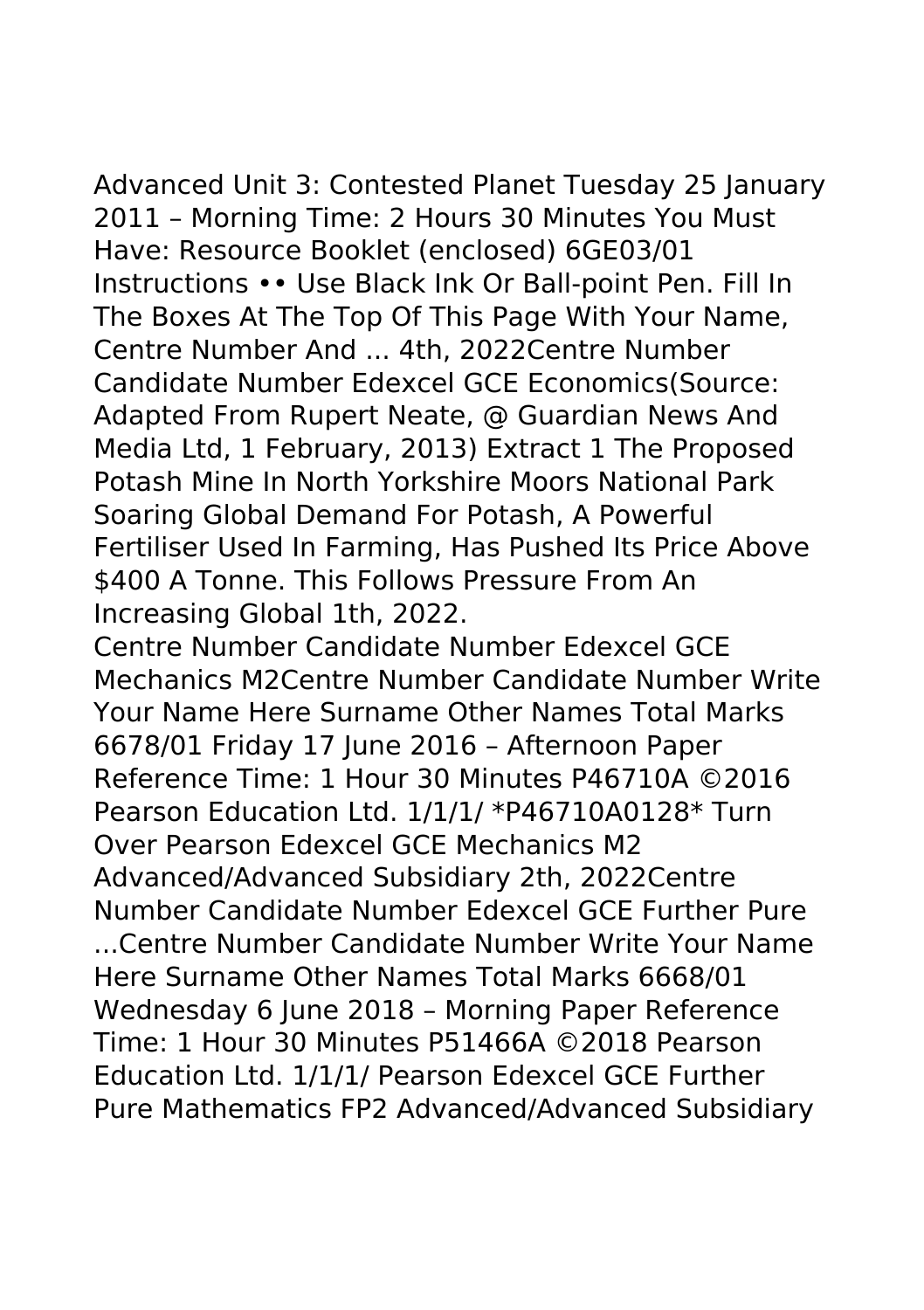Advanced Unit 3: Contested Planet Tuesday 25 January 2011 – Morning Time: 2 Hours 30 Minutes You Must Have: Resource Booklet (enclosed) 6GE03/01 Instructions •• Use Black Ink Or Ball-point Pen. Fill In The Boxes At The Top Of This Page With Your Name, Centre Number And ... 4th, 2022Centre Number Candidate Number Edexcel GCE Economics(Source: Adapted From Rupert Neate, @ Guardian News And Media Ltd, 1 February, 2013) Extract 1 The Proposed Potash Mine In North Yorkshire Moors National Park Soaring Global Demand For Potash, A Powerful Fertiliser Used In Farming, Has Pushed Its Price Above $400 A Tonne. This Follows Pressure From An Increasing Global 1th, 2022.

Centre Number Candidate Number Edexcel GCE Mechanics M2Centre Number Candidate Number Write Your Name Here Surname Other Names Total Marks 6678/01 Friday 17 June 2016 – Afternoon Paper Reference Time: 1 Hour 30 Minutes P46710A ©2016 Pearson Education Ltd. 1/1/1/ *P46710A0128* Turn Over Pearson Edexcel GCE Mechanics M2 Advanced/Advanced Subsidiary 2th, 2022Centre Number Candidate Number Edexcel GCE Further Pure ...Centre Number Candidate Number Write Your Name Here Surname Other Names Total Marks 6668/01 Wednesday 6 June 2018 – Morning Paper Reference Time: 1 Hour 30 Minutes P51466A ©2018 Pearson Education Ltd. 1/1/1/ Pearson Edexcel GCE Further Pure Mathematics FP2 Advanced/Advanced Subsidiary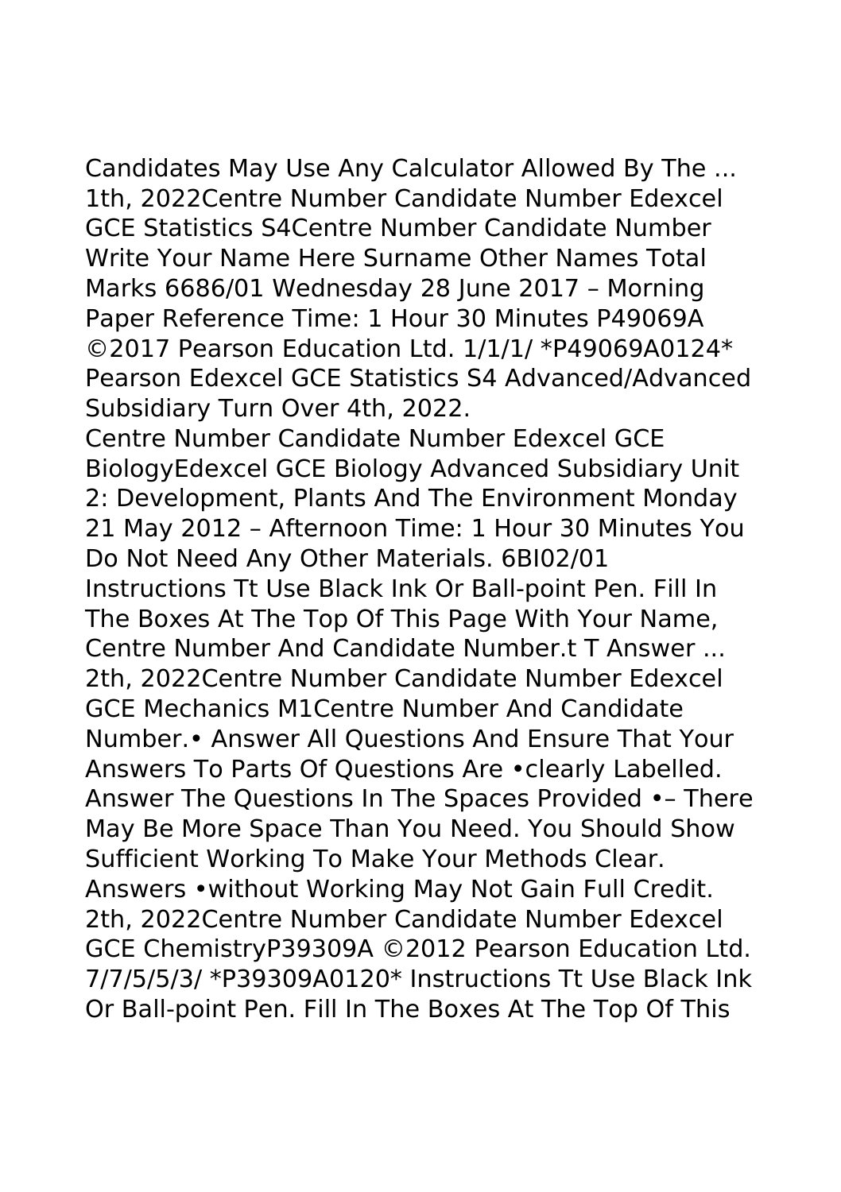Candidates May Use Any Calculator Allowed By The ... 1th, 2022Centre Number Candidate Number Edexcel GCE Statistics S4Centre Number Candidate Number Write Your Name Here Surname Other Names Total Marks 6686/01 Wednesday 28 June 2017 – Morning Paper Reference Time: 1 Hour 30 Minutes P49069A ©2017 Pearson Education Ltd. 1/1/1/ *P49069A0124* Pearson Edexcel GCE Statistics S4 Advanced/Advanced Subsidiary Turn Over 4th, 2022.

Centre Number Candidate Number Edexcel GCE BiologyEdexcel GCE Biology Advanced Subsidiary Unit 2: Development, Plants And The Environment Monday 21 May 2012 – Afternoon Time: 1 Hour 30 Minutes You Do Not Need Any Other Materials. 6BI02/01 Instructions Tt Use Black Ink Or Ball-point Pen. Fill In The Boxes At The Top Of This Page With Your Name, Centre Number And Candidate Number.t T Answer ... 2th, 2022Centre Number Candidate Number Edexcel GCE Mechanics M1Centre Number And Candidate Number.• Answer All Questions And Ensure That Your Answers To Parts Of Questions Are •clearly Labelled. Answer The Questions In The Spaces Provided •– There May Be More Space Than You Need. You Should Show Sufficient Working To Make Your Methods Clear. Answers •without Working May Not Gain Full Credit. 2th, 2022Centre Number Candidate Number Edexcel GCE ChemistryP39309A ©2012 Pearson Education Ltd. 7/7/5/5/3/ *P39309A0120* Instructions Tt Use Black Ink Or Ball-point Pen. Fill In The Boxes At The Top Of This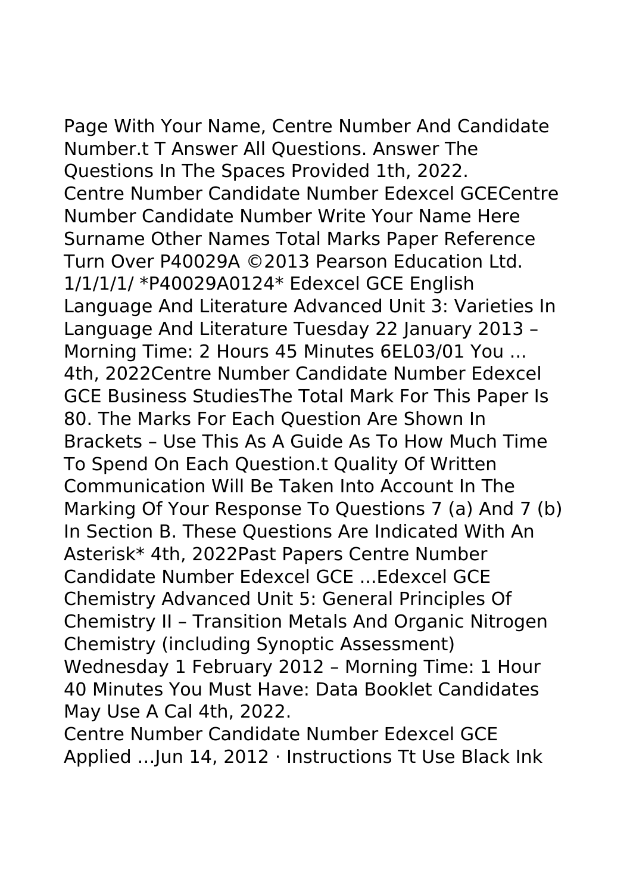Page With Your Name, Centre Number And Candidate Number.t T Answer All Questions. Answer The Questions In The Spaces Provided 1th, 2022.
Centre Number Candidate Number Edexcel GCECentre Number Candidate Number Write Your Name Here Surname Other Names Total Marks Paper Reference Turn Over P40029A ©2013 Pearson Education Ltd. 1/1/1/1/ *P40029A0124* Edexcel GCE English Language And Literature Advanced Unit 3: Varieties In Language And Literature Tuesday 22 January 2013 – Morning Time: 2 Hours 45 Minutes 6EL03/01 You ... 4th, 2022Centre Number Candidate Number Edexcel GCE Business StudiesThe Total Mark For This Paper Is 80. The Marks For Each Question Are Shown In Brackets – Use This As A Guide As To How Much Time To Spend On Each Question.t Quality Of Written Communication Will Be Taken Into Account In The Marking Of Your Response To Questions 7 (a) And 7 (b) In Section B. These Questions Are Indicated With An Asterisk* 4th, 2022Past Papers Centre Number Candidate Number Edexcel GCE ...Edexcel GCE Chemistry Advanced Unit 5: General Principles Of Chemistry II – Transition Metals And Organic Nitrogen Chemistry (including Synoptic Assessment) Wednesday 1 February 2012 – Morning Time: 1 Hour 40 Minutes You Must Have: Data Booklet Candidates May Use A Cal 4th, 2022.
Centre Number Candidate Number Edexcel GCE Applied …Jun 14, 2012 · Instructions Tt Use Black Ink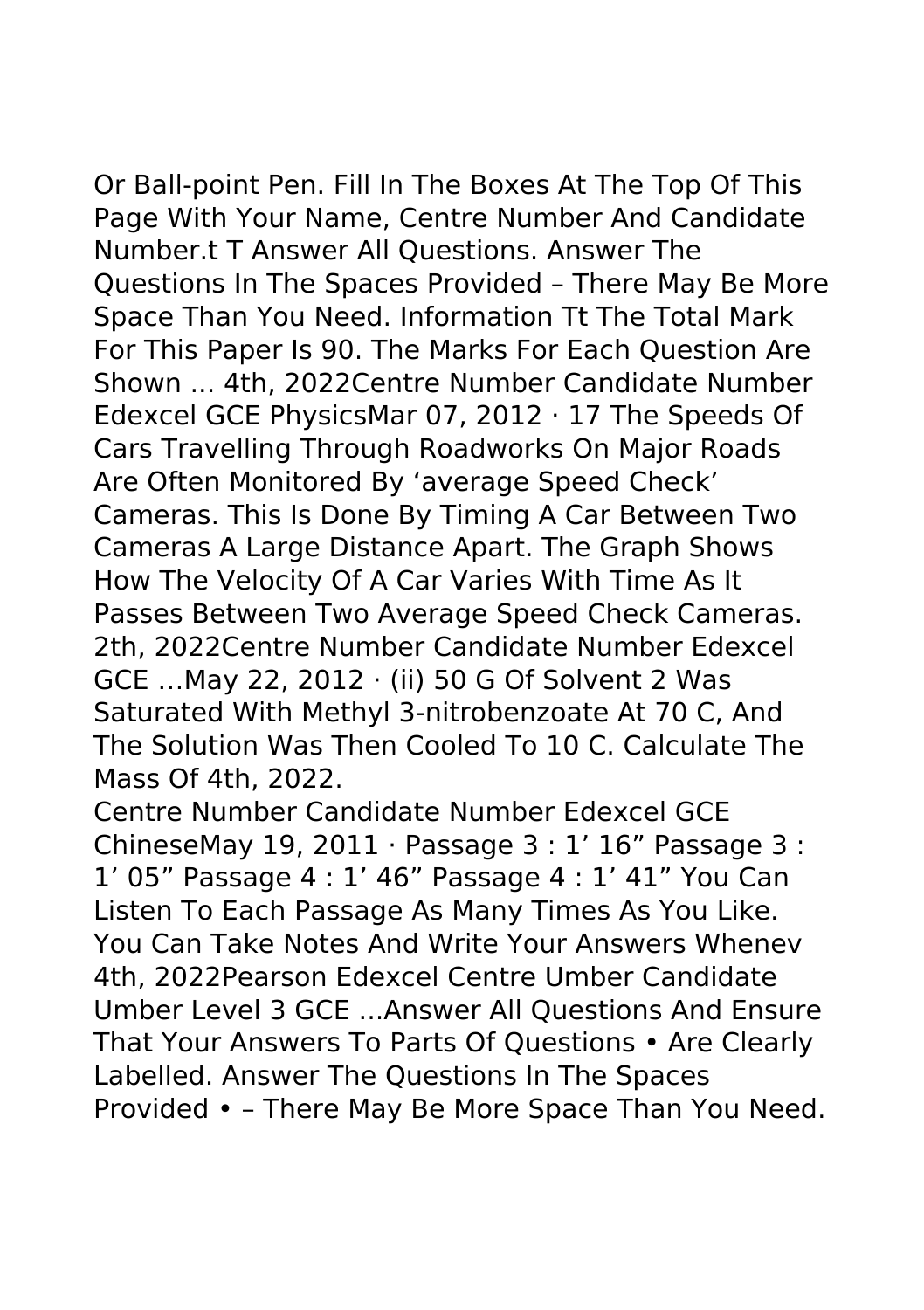Or Ball-point Pen. Fill In The Boxes At The Top Of This Page With Your Name, Centre Number And Candidate Number.t T Answer All Questions. Answer The Questions In The Spaces Provided – There May Be More Space Than You Need. Information Tt The Total Mark For This Paper Is 90. The Marks For Each Question Are Shown ... 4th, 2022Centre Number Candidate Number Edexcel GCE PhysicsMar 07, 2012 · 17 The Speeds Of Cars Travelling Through Roadworks On Major Roads Are Often Monitored By 'average Speed Check' Cameras. This Is Done By Timing A Car Between Two Cameras A Large Distance Apart. The Graph Shows How The Velocity Of A Car Varies With Time As It Passes Between Two Average Speed Check Cameras. 2th, 2022Centre Number Candidate Number Edexcel GCE …May 22, 2012 · (ii) 50 G Of Solvent 2 Was Saturated With Methyl 3-nitrobenzoate At 70 C, And The Solution Was Then Cooled To 10 C. Calculate The Mass Of 4th, 2022.

Centre Number Candidate Number Edexcel GCE ChineseMay 19, 2011 · Passage 3 : 1' 16" Passage 3 : 1' 05" Passage 4 : 1' 46" Passage 4 : 1' 41" You Can Listen To Each Passage As Many Times As You Like. You Can Take Notes And Write Your Answers Whenev 4th, 2022Pearson Edexcel Centre Umber Candidate Umber Level 3 GCE ...Answer All Questions And Ensure That Your Answers To Parts Of Questions • Are Clearly Labelled. Answer The Questions In The Spaces Provided • – There May Be More Space Than You Need.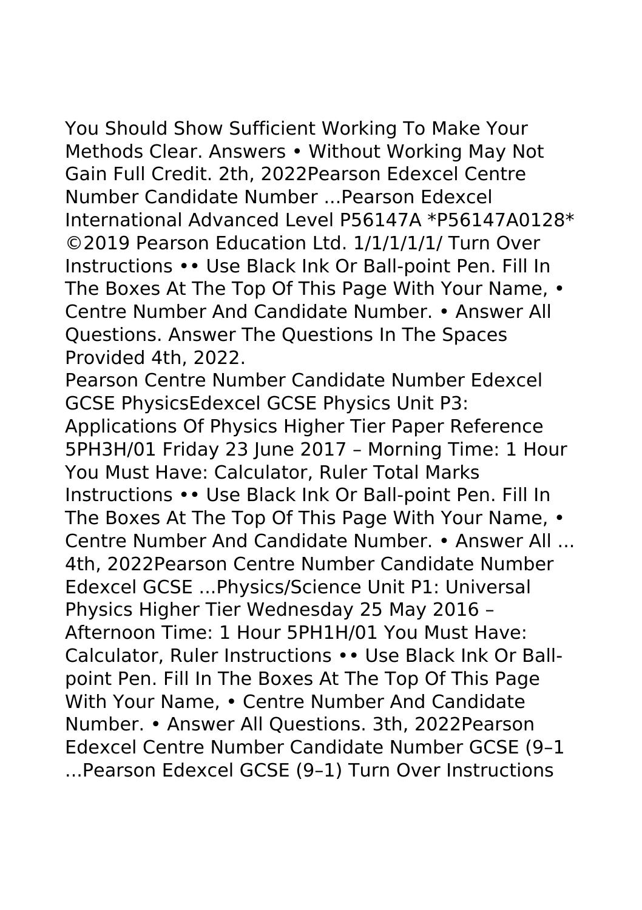You Should Show Sufficient Working To Make Your Methods Clear. Answers • Without Working May Not Gain Full Credit. 2th, 2022Pearson Edexcel Centre Number Candidate Number ...Pearson Edexcel International Advanced Level P56147A *P56147A0128* ©2019 Pearson Education Ltd. 1/1/1/1/1/ Turn Over Instructions •• Use Black Ink Or Ball-point Pen. Fill In The Boxes At The Top Of This Page With Your Name, • Centre Number And Candidate Number. • Answer All Questions. Answer The Questions In The Spaces Provided 4th, 2022.

Pearson Centre Number Candidate Number Edexcel GCSE PhysicsEdexcel GCSE Physics Unit P3: Applications Of Physics Higher Tier Paper Reference 5PH3H/01 Friday 23 June 2017 – Morning Time: 1 Hour You Must Have: Calculator, Ruler Total Marks Instructions •• Use Black Ink Or Ball-point Pen. Fill In The Boxes At The Top Of This Page With Your Name, • Centre Number And Candidate Number. • Answer All ... 4th, 2022Pearson Centre Number Candidate Number Edexcel GCSE ...Physics/Science Unit P1: Universal Physics Higher Tier Wednesday 25 May 2016 – Afternoon Time: 1 Hour 5PH1H/01 You Must Have: Calculator, Ruler Instructions •• Use Black Ink Or Ball-point Pen. Fill In The Boxes At The Top Of This Page With Your Name, • Centre Number And Candidate Number. • Answer All Questions. 3th, 2022Pearson Edexcel Centre Number Candidate Number GCSE (9–1 ...Pearson Edexcel GCSE (9–1) Turn Over Instructions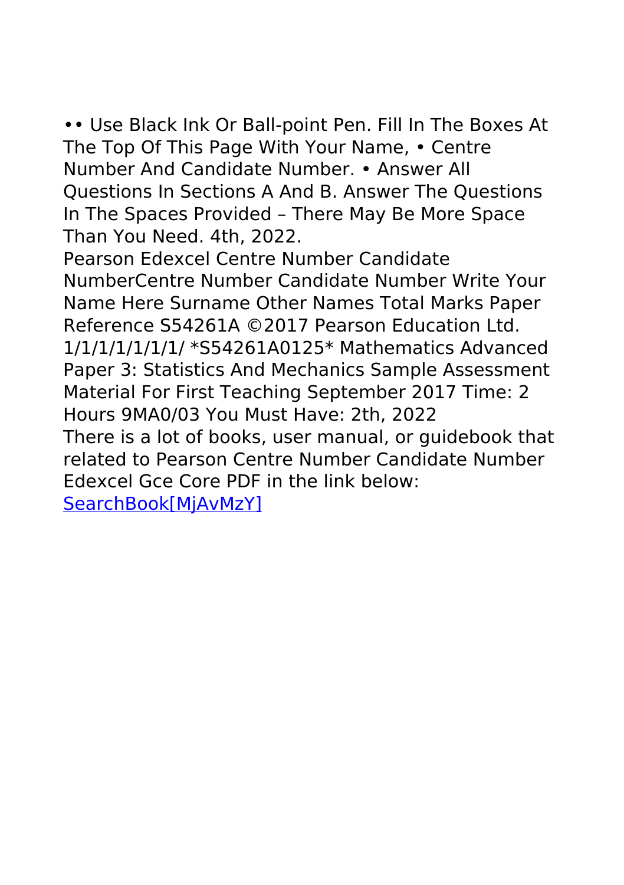•• Use Black Ink Or Ball-point Pen. Fill In The Boxes At The Top Of This Page With Your Name, • Centre Number And Candidate Number. • Answer All Questions In Sections A And B. Answer The Questions In The Spaces Provided – There May Be More Space Than You Need. 4th, 2022.

Pearson Edexcel Centre Number Candidate NumberCentre Number Candidate Number Write Your Name Here Surname Other Names Total Marks Paper Reference S54261A ©2017 Pearson Education Ltd. 1/1/1/1/1/1/1/ *S54261A0125* Mathematics Advanced Paper 3: Statistics And Mechanics Sample Assessment Material For First Teaching September 2017 Time: 2 Hours 9MA0/03 You Must Have: 2th, 2022

There is a lot of books, user manual, or guidebook that related to Pearson Centre Number Candidate Number Edexcel Gce Core PDF in the link below:

SearchBook[MjAvMzY]